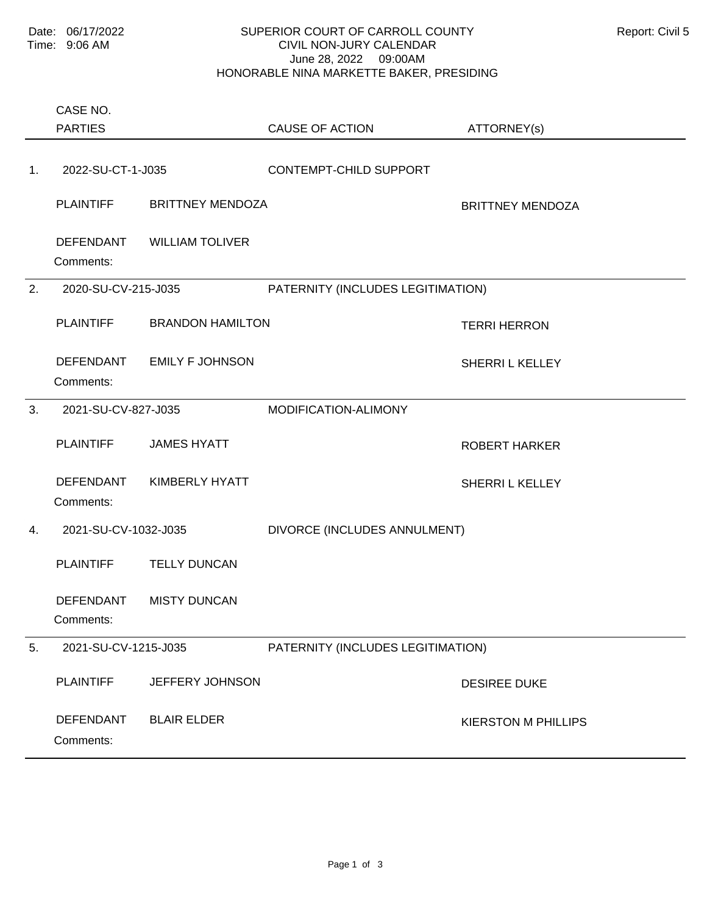Date: 06/17/2022
Time: 9:06 AM

Report: Civil 5

# SUPERIOR COURT OF CARROLL COUNTY
## CIVIL NON-JURY CALENDAR
June 28, 2022 09:00AM
HONORABLE NINA MARKETTE BAKER, PRESIDING

| | CASE NO. / PARTIES | | CAUSE OF ACTION | ATTORNEY(s) |
|---|---|---|---|---|
| 1. | 2022-SU-CT-1-J035 | | CONTEMPT-CHILD SUPPORT | |
| | PLAINTIFF | BRITTNEY MENDOZA | | BRITTNEY MENDOZA |
| | DEFENDANT | WILLIAM TOLIVER | | |
| | Comments: | | | |
| 2. | 2020-SU-CV-215-J035 | | PATERNITY (INCLUDES LEGITIMATION) | |
| | PLAINTIFF | BRANDON HAMILTON | | TERRI HERRON |
| | DEFENDANT | EMILY F JOHNSON | | SHERRI L KELLEY |
| | Comments: | | | |
| 3. | 2021-SU-CV-827-J035 | | MODIFICATION-ALIMONY | |
| | PLAINTIFF | JAMES HYATT | | ROBERT HARKER |
| | DEFENDANT | KIMBERLY HYATT | | SHERRI L KELLEY |
| | Comments: | | | |
| 4. | 2021-SU-CV-1032-J035 | | DIVORCE (INCLUDES ANNULMENT) | |
| | PLAINTIFF | TELLY DUNCAN | | |
| | DEFENDANT | MISTY DUNCAN | | |
| | Comments: | | | |
| 5. | 2021-SU-CV-1215-J035 | | PATERNITY (INCLUDES LEGITIMATION) | |
| | PLAINTIFF | JEFFERY JOHNSON | | DESIREE DUKE |
| | DEFENDANT | BLAIR ELDER | | KIERSTON M PHILLIPS |
| | Comments: | | | |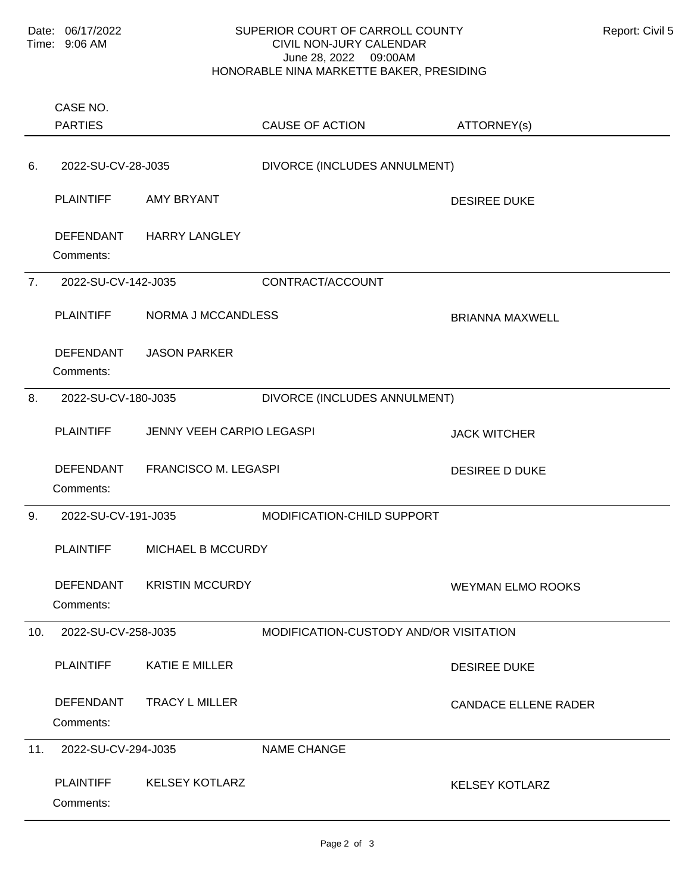SUPERIOR COURT OF CARROLL COUNTY
CIVIL NON-JURY CALENDAR
June 28, 2022 09:00AM
HONORABLE NINA MARKETTE BAKER, PRESIDING

Date: 06/17/2022
Time: 9:06 AM

Report: Civil 5

| | CASE NO. / PARTIES | | CAUSE OF ACTION | ATTORNEY(s) |
|---|---|---|---|---|
| 6. | 2022-SU-CV-28-J035 | | DIVORCE (INCLUDES ANNULMENT) | |
| | PLAINTIFF | AMY BRYANT | | DESIREE DUKE |
| | DEFENDANT | HARRY LANGLEY | | |
| | Comments: | | | |
| 7. | 2022-SU-CV-142-J035 | | CONTRACT/ACCOUNT | |
| | PLAINTIFF | NORMA J MCCANDLESS | | BRIANNA MAXWELL |
| | DEFENDANT | JASON PARKER | | |
| | Comments: | | | |
| 8. | 2022-SU-CV-180-J035 | | DIVORCE (INCLUDES ANNULMENT) | |
| | PLAINTIFF | JENNY VEEH CARPIO LEGASPI | | JACK WITCHER |
| | DEFENDANT | FRANCISCO M. LEGASPI | | DESIREE D DUKE |
| | Comments: | | | |
| 9. | 2022-SU-CV-191-J035 | | MODIFICATION-CHILD SUPPORT | |
| | PLAINTIFF | MICHAEL B MCCURDY | | |
| | DEFENDANT | KRISTIN MCCURDY | | WEYMAN ELMO ROOKS |
| | Comments: | | | |
| 10. | 2022-SU-CV-258-J035 | | MODIFICATION-CUSTODY AND/OR VISITATION | |
| | PLAINTIFF | KATIE E MILLER | | DESIREE DUKE |
| | DEFENDANT | TRACY L MILLER | | CANDACE ELLENE RADER |
| | Comments: | | | |
| 11. | 2022-SU-CV-294-J035 | | NAME CHANGE | |
| | PLAINTIFF | KELSEY KOTLARZ | | KELSEY KOTLARZ |
| | Comments: | | | |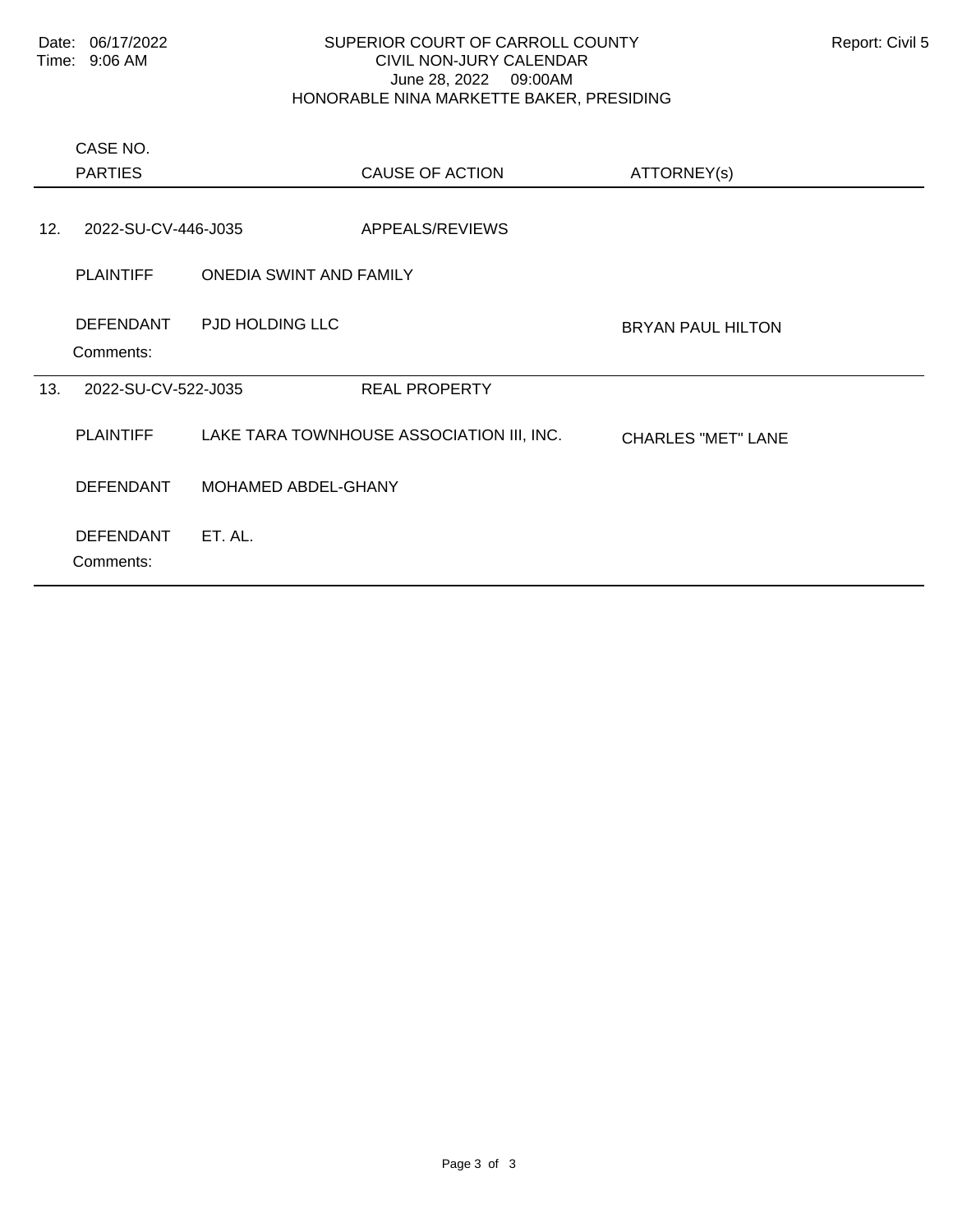Date: 06/17/2022
Time: 9:06 AM

# SUPERIOR COURT OF CARROLL COUNTY
## CIVIL NON-JURY CALENDAR
June 28, 2022 09:00AM
HONORABLE NINA MARKETTE BAKER, PRESIDING

Report: Civil 5

| | CASE NO. / PARTIES | | CAUSE OF ACTION | ATTORNEY(s) |
|---|---|---|---|---|
| 12. | 2022-SU-CV-446-J035 | | APPEALS/REVIEWS | |
| | PLAINTIFF | ONEDIA SWINT AND FAMILY | | |
| | DEFENDANT | PJD HOLDING LLC | | BRYAN PAUL HILTON |
| | Comments: | | | |
| 13. | 2022-SU-CV-522-J035 | | REAL PROPERTY | |
| | PLAINTIFF | LAKE TARA TOWNHOUSE ASSOCIATION III, INC. | | CHARLES "MET" LANE |
| | DEFENDANT | MOHAMED ABDEL-GHANY | | |
| | DEFENDANT | ET. AL. | | |
| | Comments: | | | |